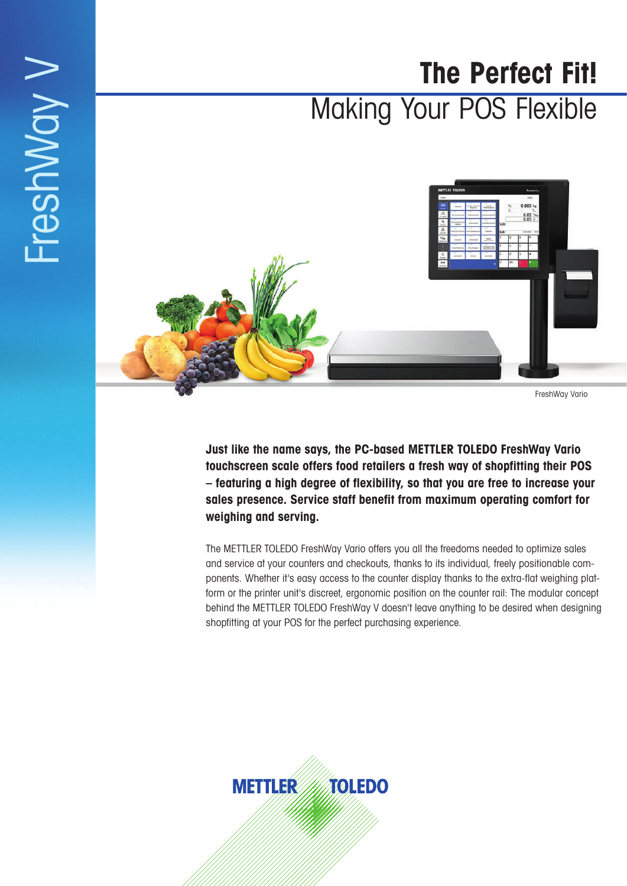FreshWay V

# The Perfect Fit!

## Making Your POS Flexible

FreshWay Vario

**Just like the name says, the PC-based METTLER TOLEDO FreshWay Vario touchscreen scale offers food retailers a fresh way of shopfitting their POS – featuring a high degree of flexibility, so that you are free to increase your sales presence. Service staff benefit from maximum operating comfort for weighing and serving.**

The METTLER TOLEDO FreshWay Vario offers you all the freedoms needed to optimize sales and service at your counters and checkouts, thanks to its individual, freely positionable components. Whether it's easy access to the counter display thanks to the extra-flat weighing platform or the printer unit's discreet, ergonomic position on the counter rail: The modular concept behind the METTLER TOLEDO FreshWay V doesn't leave anything to be desired when designing shopfitting at your POS for the perfect purchasing experience.

METTLER TOLEDO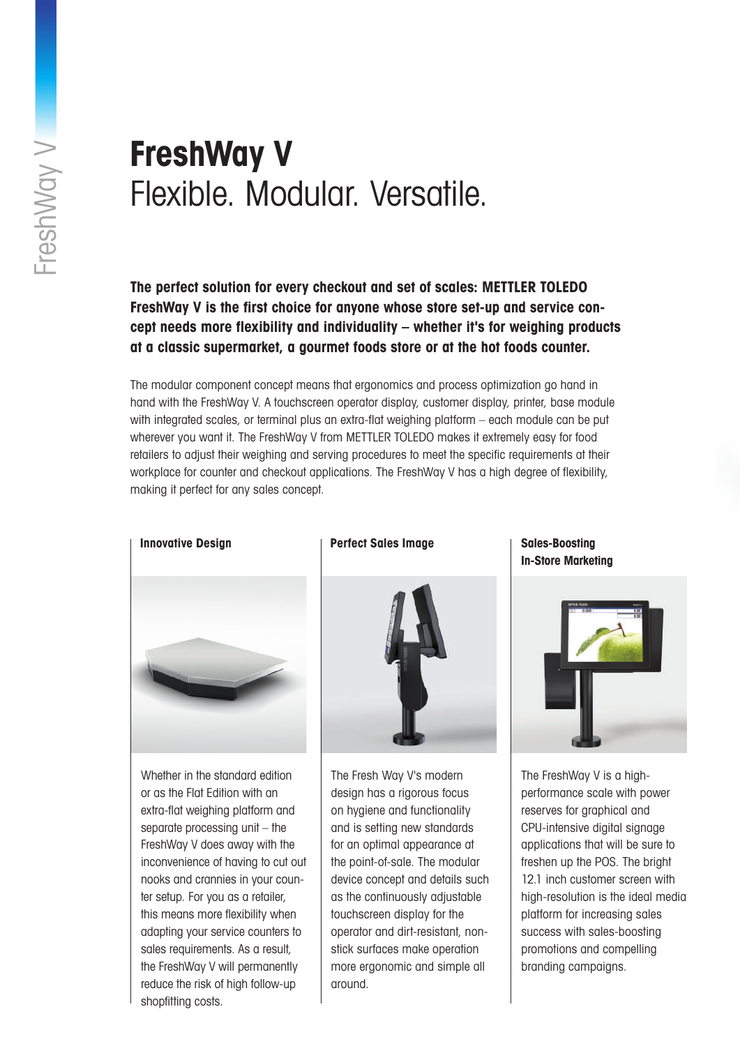# FreshWay V
## Flexible. Modular. Versatile.

**The perfect solution for every checkout and set of scales: METTLER TOLEDO FreshWay V is the first choice for anyone whose store set-up and service concept needs more flexibility and individuality – whether it's for weighing products at a classic supermarket, a gourmet foods store or at the hot foods counter.**

The modular component concept means that ergonomics and process optimization go hand in hand with the FreshWay V. A touchscreen operator display, customer display, printer, base module with integrated scales, or terminal plus an extra-flat weighing platform – each module can be put wherever you want it. The FreshWay V from METTLER TOLEDO makes it extremely easy for food retailers to adjust their weighing and serving procedures to meet the specific requirements at their workplace for counter and checkout applications. The FreshWay V has a high degree of flexibility, making it perfect for any sales concept.

### Innovative Design

Whether in the standard edition or as the Flat Edition with an extra-flat weighing platform and separate processing unit – the FreshWay V does away with the inconvenience of having to cut out nooks and crannies in your counter setup. For you as a retailer, this means more flexibility when adapting your service counters to sales requirements. As a result, the FreshWay V will permanently reduce the risk of high follow-up shopfitting costs.

### Perfect Sales Image

The Fresh Way V's modern design has a rigorous focus on hygiene and functionality and is setting new standards for an optimal appearance at the point-of-sale. The modular device concept and details such as the continuously adjustable touchscreen display for the operator and dirt-resistant, non-stick surfaces make operation more ergonomic and simple all around.

### Sales-Boosting In-Store Marketing

The FreshWay V is a high-performance scale with power reserves for graphical and CPU-intensive digital signage applications that will be sure to freshen up the POS. The bright 12.1 inch customer screen with high-resolution is the ideal media platform for increasing sales success with sales-boosting promotions and compelling branding campaigns.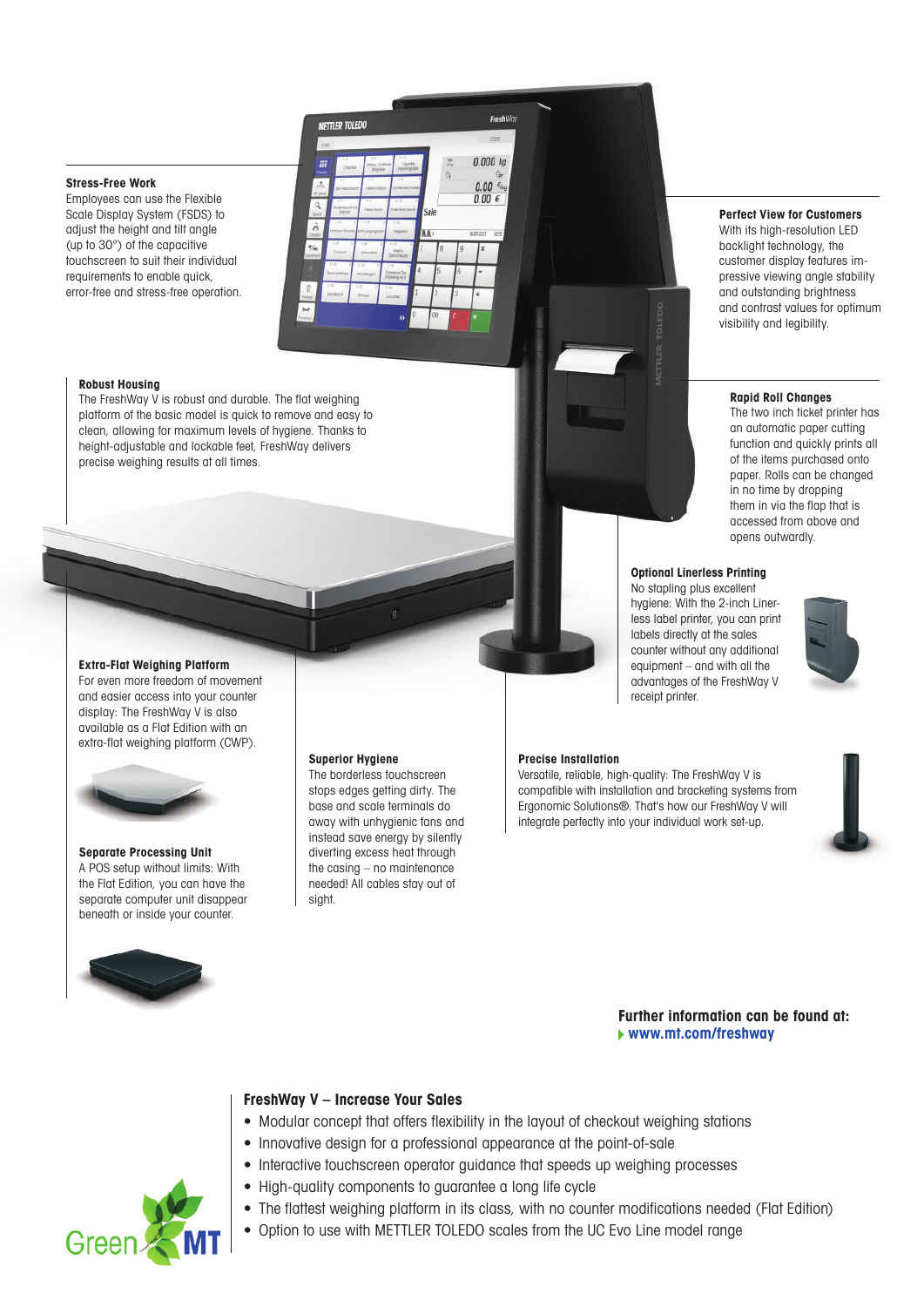### Stress-Free Work

Employees can use the Flexible Scale Display System (FSDS) to adjust the height and tilt angle (up to 30°) of the capacitive touchscreen to suit their individual requirements to enable quick, error-free and stress-free operation.

### Perfect View for Customers

With its high-resolution LED backlight technology, the customer display features impressive viewing angle stability and outstanding brightness and contrast values for optimum visibility and legibility.

### Robust Housing

The FreshWay V is robust and durable. The flat weighing platform of the basic model is quick to remove and easy to clean, allowing for maximum levels of hygiene. Thanks to height-adjustable and lockable feet, FreshWay delivers precise weighing results at all times.

### Rapid Roll Changes

The two inch ticket printer has an automatic paper cutting function and quickly prints all of the items purchased onto paper. Rolls can be changed in no time by dropping them in via the flap that is accessed from above and opens outwardly.

### Optional Linerless Printing

No stapling plus excellent hygiene: With the 2-inch Linerless label printer, you can print labels directly at the sales counter without any additional equipment – and with all the advantages of the FreshWay V receipt printer.

### Extra-Flat Weighing Platform

For even more freedom of movement and easier access into your counter display: The FreshWay V is also available as a Flat Edition with an extra-flat weighing platform (CWP).

### Separate Processing Unit

A POS setup without limits: With the Flat Edition, you can have the separate computer unit disappear beneath or inside your counter.

### Superior Hygiene

The borderless touchscreen stops edges getting dirty. The base and scale terminals do away with unhygienic fans and instead save energy by silently diverting excess heat through the casing – no maintenance needed! All cables stay out of sight.

### Precise Installation

Versatile, reliable, high-quality: The FreshWay V is compatible with installation and bracketing systems from Ergonomic Solutions®. That's how our FreshWay V will integrate perfectly into your individual work set-up.

**Further information can be found at:**
www.mt.com/freshway

### FreshWay V – Increase Your Sales

- Modular concept that offers flexibility in the layout of checkout weighing stations
- Innovative design for a professional appearance at the point-of-sale
- Interactive touchscreen operator guidance that speeds up weighing processes
- High-quality components to guarantee a long life cycle
- The flattest weighing platform in its class, with no counter modifications needed (Flat Edition)
- Option to use with METTLER TOLEDO scales from the UC Evo Line model range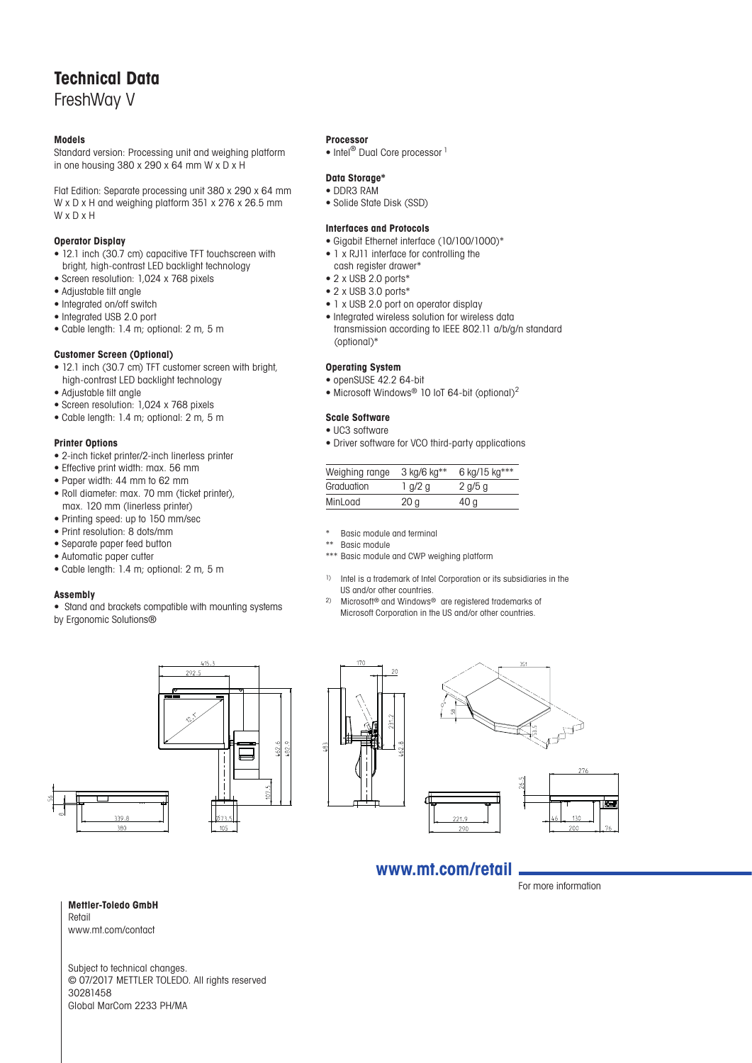# Technical Data

FreshWay V

### Models

Standard version: Processing unit and weighing platform in one housing 380 x 290 x 64 mm W x D x H

Flat Edition: Separate processing unit 380 x 290 x 64 mm W x D x H and weighing platform 351 x 276 x 26.5 mm W x D x H

### Operator Display

- 12.1 inch (30.7 cm) capacitive TFT touchscreen with bright, high-contrast LED backlight technology
- Screen resolution: 1,024 x 768 pixels
- Adjustable tilt angle
- Integrated on/off switch
- Integrated USB 2.0 port
- Cable length: 1.4 m; optional: 2 m, 5 m

### Customer Screen (Optional)

- 12.1 inch (30.7 cm) TFT customer screen with bright, high-contrast LED backlight technology
- Adjustable tilt angle
- Screen resolution: 1,024 x 768 pixels
- Cable length: 1.4 m; optional: 2 m, 5 m

### Printer Options

- 2-inch ticket printer/2-inch linerless printer
- Effective print width: max. 56 mm
- Paper width: 44 mm to 62 mm
- Roll diameter: max. 70 mm (ticket printer), max. 120 mm (linerless printer)
- Printing speed: up to 150 mm/sec
- Print resolution: 8 dots/mm
- Separate paper feed button
- Automatic paper cutter
- Cable length: 1.4 m; optional: 2 m, 5 m

### Assembly

- Stand and brackets compatible with mounting systems by Ergonomic Solutions®

### Processor

- Intel® Dual Core processor [1]

### Data Storage*

- DDR3 RAM
- Solide State Disk (SSD)

### Interfaces and Protocols

- Gigabit Ethernet interface (10/100/1000)*
- 1 x RJ11 interface for controlling the cash register drawer*
- 2 x USB 2.0 ports*
- 2 x USB 3.0 ports*
- 1 x USB 2.0 port on operator display
- Integrated wireless solution for wireless data transmission according to IEEE 802.11 a/b/g/n standard (optional)*

### Operating System

- openSUSE 42.2 64-bit
- Microsoft Windows® 10 IoT 64-bit (optional)[2]

### Scale Software

- UC3 software
- Driver software for VCO third-party applications

| Weighing range | 3 kg/6 kg** | 6 kg/15 kg*** |
| --- | --- | --- |
| Graduation | 1 g/2 g | 2 g/5 g |
| MinLoad | 20 g | 40 g |

\* Basic module and terminal
** Basic module
*** Basic module and CWP weighing platform

1) Intel is a trademark of Intel Corporation or its subsidiaries in the US and/or other countries.
2) Microsoft® and Windows® are registered trademarks of Microsoft Corporation in the US and/or other countries.

415.3
292.5
12.1"
56
6
339.8
380
462.6
402.9
107.5
Ø73.5
105
170
20
483
231.2
462.8
351
58
33.5
221.9
290
276
26.5
46
130
200
76

**www.mt.com/retail**

For more information

**Mettler-Toledo GmbH**
Retail
www.mt.com/contact

Subject to technical changes.
© 07/2017 METTLER TOLEDO. All rights reserved
30281458
Global MarCom 2233 PH/MA